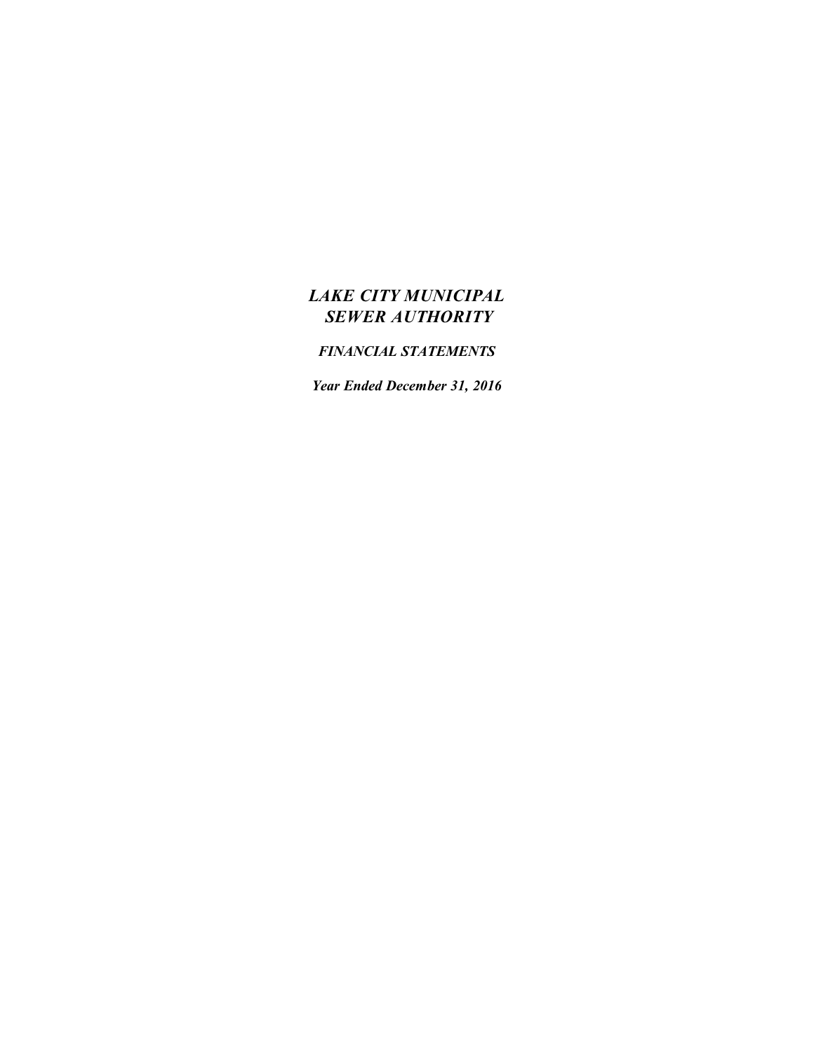# *LAKE CITY MUNICIPAL SEWER AUTHORITY*

***FINANCIAL STATEMENTS***

***Year Ended December 31, 2016***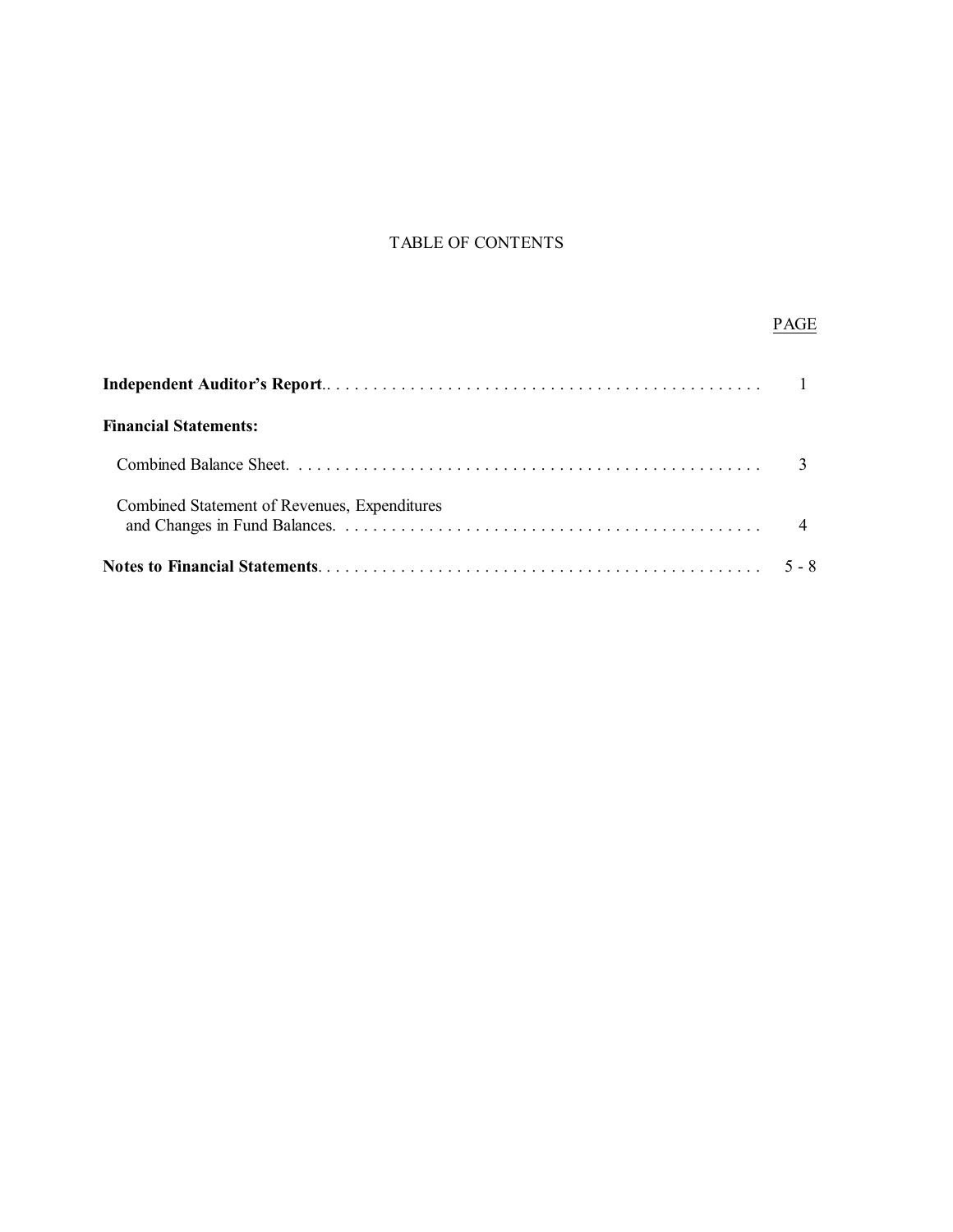# TABLE OF CONTENTS

| | PAGE |
|---|---|
| **Independent Auditor's Report** | 1 |
| **Financial Statements:** | |
| Combined Balance Sheet | 3 |
| Combined Statement of Revenues, Expenditures and Changes in Fund Balances | 4 |
| **Notes to Financial Statements** | 5 - 8 |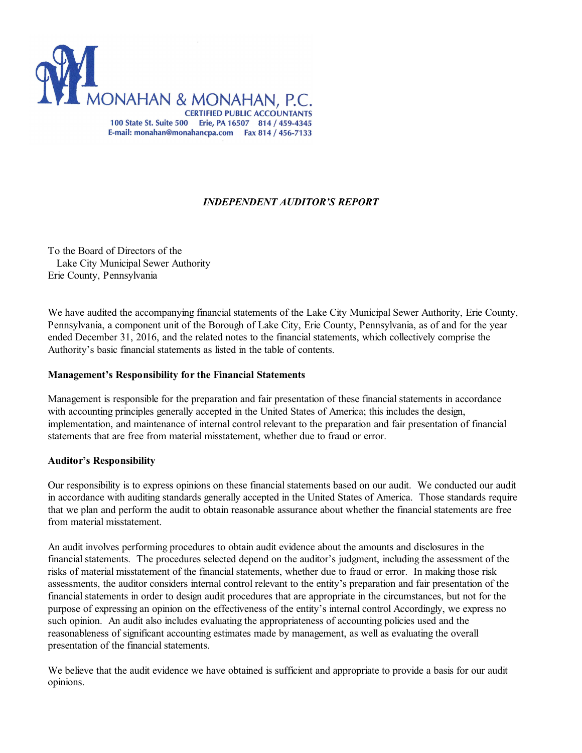MONAHAN & MONAHAN, P.C.
CERTIFIED PUBLIC ACCOUNTANTS
100 State St. Suite 500 Erie, PA 16507 814 / 459-4345
E-mail: monahan@monahancpa.com Fax 814 / 456-7133

## *INDEPENDENT AUDITOR'S REPORT*

To the Board of Directors of the
Lake City Municipal Sewer Authority
Erie County, Pennsylvania

We have audited the accompanying financial statements of the Lake City Municipal Sewer Authority, Erie County, Pennsylvania, a component unit of the Borough of Lake City, Erie County, Pennsylvania, as of and for the year ended December 31, 2016, and the related notes to the financial statements, which collectively comprise the Authority's basic financial statements as listed in the table of contents.

### Management's Responsibility for the Financial Statements

Management is responsible for the preparation and fair presentation of these financial statements in accordance with accounting principles generally accepted in the United States of America; this includes the design, implementation, and maintenance of internal control relevant to the preparation and fair presentation of financial statements that are free from material misstatement, whether due to fraud or error.

### Auditor's Responsibility

Our responsibility is to express opinions on these financial statements based on our audit. We conducted our audit in accordance with auditing standards generally accepted in the United States of America. Those standards require that we plan and perform the audit to obtain reasonable assurance about whether the financial statements are free from material misstatement.

An audit involves performing procedures to obtain audit evidence about the amounts and disclosures in the financial statements. The procedures selected depend on the auditor's judgment, including the assessment of the risks of material misstatement of the financial statements, whether due to fraud or error. In making those risk assessments, the auditor considers internal control relevant to the entity's preparation and fair presentation of the financial statements in order to design audit procedures that are appropriate in the circumstances, but not for the purpose of expressing an opinion on the effectiveness of the entity's internal control Accordingly, we express no such opinion. An audit also includes evaluating the appropriateness of accounting policies used and the reasonableness of significant accounting estimates made by management, as well as evaluating the overall presentation of the financial statements.

We believe that the audit evidence we have obtained is sufficient and appropriate to provide a basis for our audit opinions.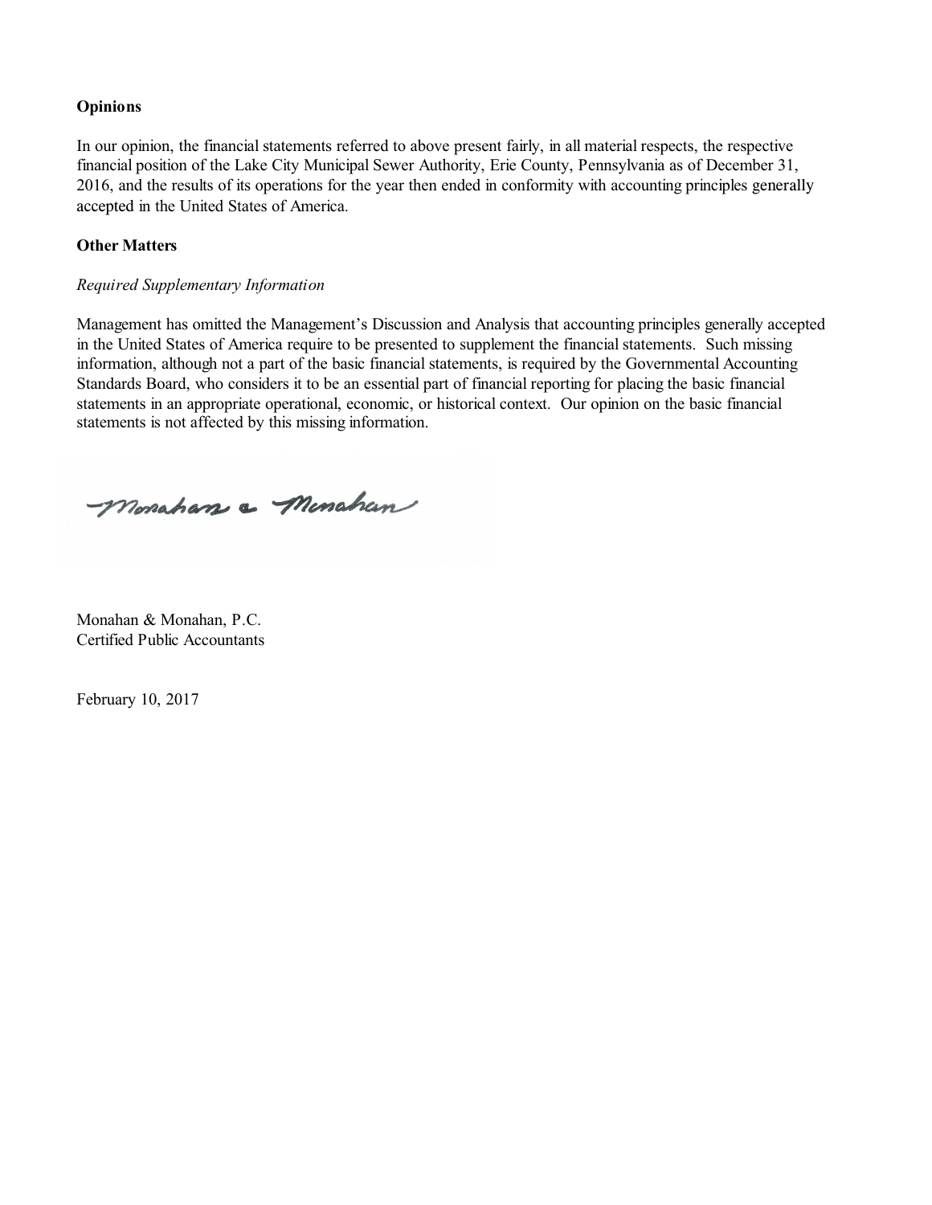**Opinions**

In our opinion, the financial statements referred to above present fairly, in all material respects, the respective financial position of the Lake City Municipal Sewer Authority, Erie County, Pennsylvania as of December 31, 2016, and the results of its operations for the year then ended in conformity with accounting principles generally accepted in the United States of America.

**Other Matters**

*Required Supplementary Information*

Management has omitted the Management's Discussion and Analysis that accounting principles generally accepted in the United States of America require to be presented to supplement the financial statements. Such missing information, although not a part of the basic financial statements, is required by the Governmental Accounting Standards Board, who considers it to be an essential part of financial reporting for placing the basic financial statements in an appropriate operational, economic, or historical context. Our opinion on the basic financial statements is not affected by this missing information.

Monahan & Monahan

Monahan & Monahan, P.C.
Certified Public Accountants

February 10, 2017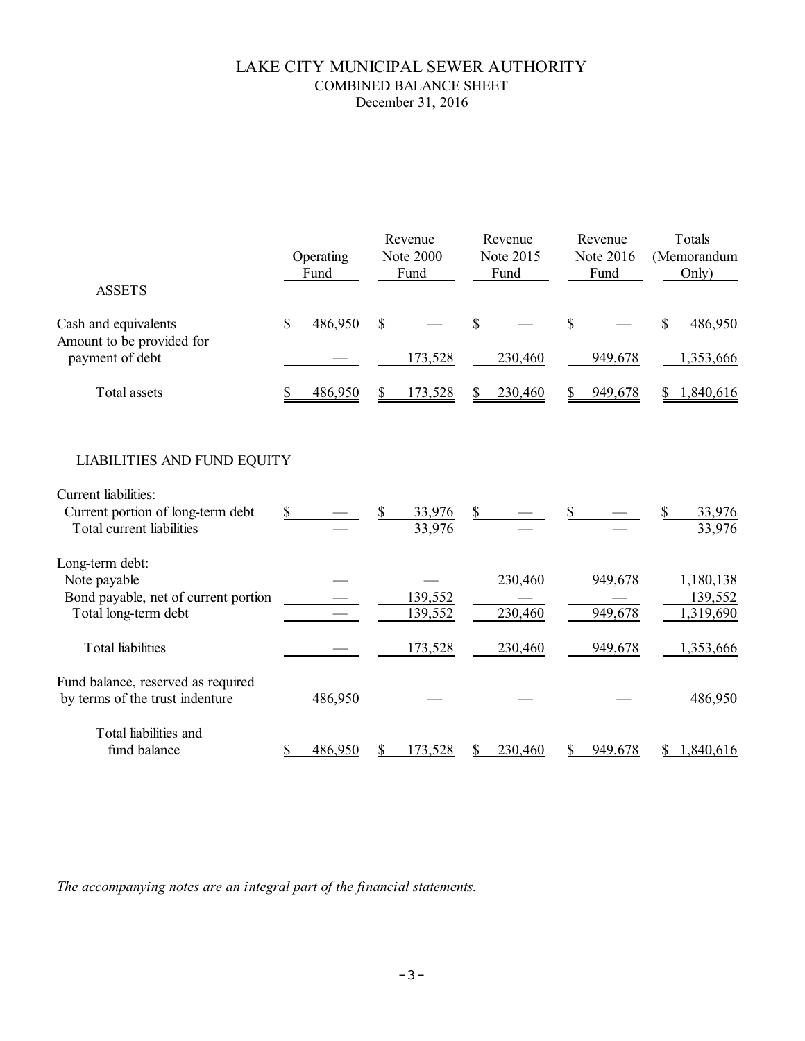# LAKE CITY MUNICIPAL SEWER AUTHORITY

## COMBINED BALANCE SHEET

December 31, 2016

| | Operating Fund | Revenue Note 2000 Fund | Revenue Note 2015 Fund | Revenue Note 2016 Fund | Totals (Memorandum Only) |
|---|---|---|---|---|---|
| **ASSETS** | | | | | |
| Cash and equivalents | $ 486,950 | $ — | $ — | $ — | $ 486,950 |
| Amount to be provided for payment of debt | — | 173,528 | 230,460 | 949,678 | 1,353,666 |
| Total assets | $ 486,950 | $ 173,528 | $ 230,460 | $ 949,678 | $ 1,840,616 |
| **LIABILITIES AND FUND EQUITY** | | | | | |
| Current liabilities: | | | | | |
| Current portion of long-term debt | $ — | $ 33,976 | $ — | $ — | $ 33,976 |
| Total current liabilities | — | 33,976 | — | — | 33,976 |
| Long-term debt: | | | | | |
| Note payable | — | — | 230,460 | 949,678 | 1,180,138 |
| Bond payable, net of current portion | — | 139,552 | — | — | 139,552 |
| Total long-term debt | — | 139,552 | 230,460 | 949,678 | 1,319,690 |
| Total liabilities | — | 173,528 | 230,460 | 949,678 | 1,353,666 |
| Fund balance, reserved as required by terms of the trust indenture | 486,950 | — | — | — | 486,950 |
| Total liabilities and fund balance | $ 486,950 | $ 173,528 | $ 230,460 | $ 949,678 | $ 1,840,616 |

*The accompanying notes are an integral part of the financial statements.*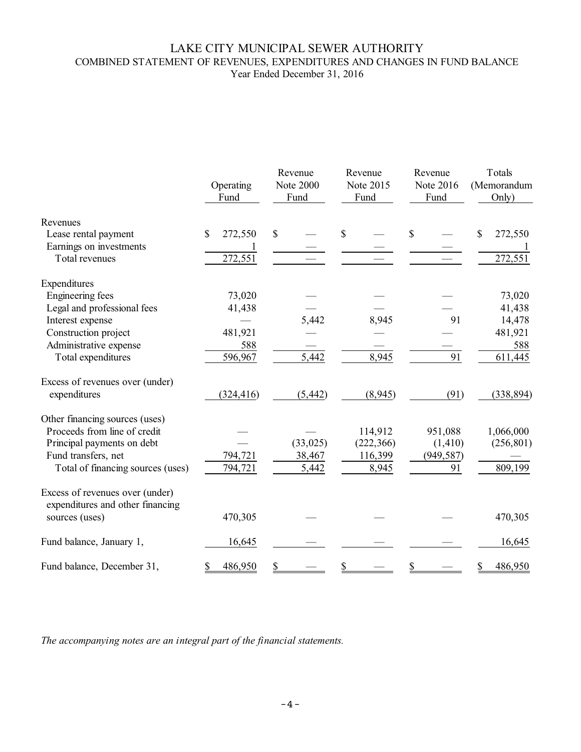# LAKE CITY MUNICIPAL SEWER AUTHORITY

## COMBINED STATEMENT OF REVENUES, EXPENDITURES AND CHANGES IN FUND BALANCE

Year Ended December 31, 2016

| | Operating Fund | Revenue Note 2000 Fund | Revenue Note 2015 Fund | Revenue Note 2016 Fund | Totals (Memorandum Only) |
|---|---|---|---|---|---|
| **Revenues** | | | | | |
| Lease rental payment | $ 272,550 | $ — | $ — | $ — | $ 272,550 |
| Earnings on investments | 1 | — | — | — | 1 |
| Total revenues | 272,551 | — | — | — | 272,551 |
| **Expenditures** | | | | | |
| Engineering fees | 73,020 | — | — | — | 73,020 |
| Legal and professional fees | 41,438 | — | — | — | 41,438 |
| Interest expense | — | 5,442 | 8,945 | 91 | 14,478 |
| Construction project | 481,921 | — | — | — | 481,921 |
| Administrative expense | 588 | — | — | — | 588 |
| Total expenditures | 596,967 | 5,442 | 8,945 | 91 | 611,445 |
| Excess of revenues over (under) expenditures | (324,416) | (5,442) | (8,945) | (91) | (338,894) |
| **Other financing sources (uses)** | | | | | |
| Proceeds from line of credit | — | — | 114,912 | 951,088 | 1,066,000 |
| Principal payments on debt | — | (33,025) | (222,366) | (1,410) | (256,801) |
| Fund transfers, net | 794,721 | 38,467 | 116,399 | (949,587) | — |
| Total of financing sources (uses) | 794,721 | 5,442 | 8,945 | 91 | 809,199 |
| Excess of revenues over (under) expenditures and other financing sources (uses) | 470,305 | — | — | — | 470,305 |
| Fund balance, January 1, | 16,645 | — | — | — | 16,645 |
| Fund balance, December 31, | $ 486,950 | $ — | $ — | $ — | $ 486,950 |

*The accompanying notes are an integral part of the financial statements.*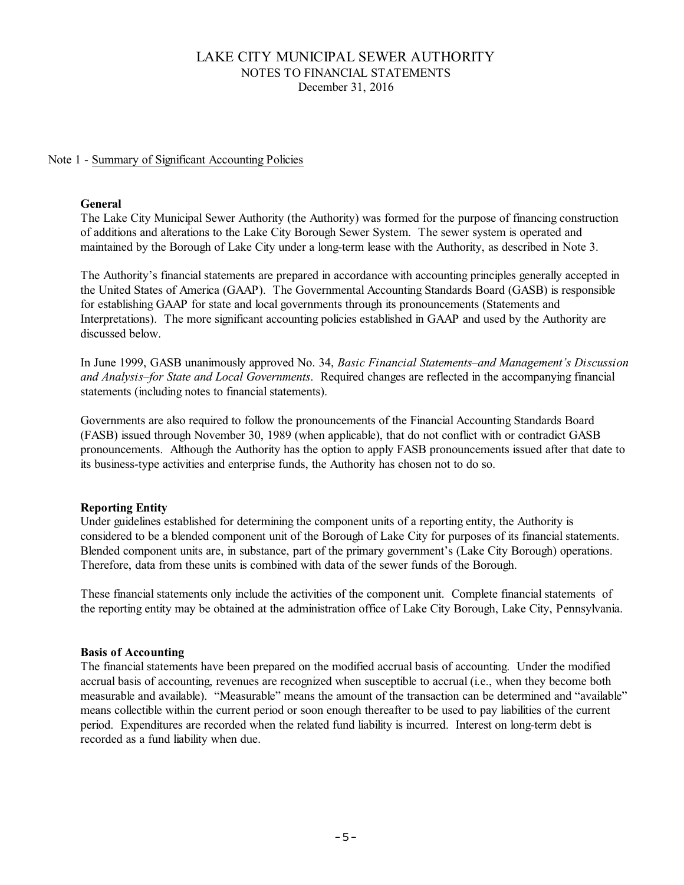# LAKE CITY MUNICIPAL SEWER AUTHORITY
## NOTES TO FINANCIAL STATEMENTS
December 31, 2016

Note 1 - Summary of Significant Accounting Policies

**General**

The Lake City Municipal Sewer Authority (the Authority) was formed for the purpose of financing construction of additions and alterations to the Lake City Borough Sewer System. The sewer system is operated and maintained by the Borough of Lake City under a long-term lease with the Authority, as described in Note 3.

The Authority's financial statements are prepared in accordance with accounting principles generally accepted in the United States of America (GAAP). The Governmental Accounting Standards Board (GASB) is responsible for establishing GAAP for state and local governments through its pronouncements (Statements and Interpretations). The more significant accounting policies established in GAAP and used by the Authority are discussed below.

In June 1999, GASB unanimously approved No. 34, *Basic Financial Statements–and Management's Discussion and Analysis–for State and Local Governments*. Required changes are reflected in the accompanying financial statements (including notes to financial statements).

Governments are also required to follow the pronouncements of the Financial Accounting Standards Board (FASB) issued through November 30, 1989 (when applicable), that do not conflict with or contradict GASB pronouncements. Although the Authority has the option to apply FASB pronouncements issued after that date to its business-type activities and enterprise funds, the Authority has chosen not to do so.

**Reporting Entity**

Under guidelines established for determining the component units of a reporting entity, the Authority is considered to be a blended component unit of the Borough of Lake City for purposes of its financial statements. Blended component units are, in substance, part of the primary government's (Lake City Borough) operations. Therefore, data from these units is combined with data of the sewer funds of the Borough.

These financial statements only include the activities of the component unit. Complete financial statements of the reporting entity may be obtained at the administration office of Lake City Borough, Lake City, Pennsylvania.

**Basis of Accounting**

The financial statements have been prepared on the modified accrual basis of accounting. Under the modified accrual basis of accounting, revenues are recognized when susceptible to accrual (i.e., when they become both measurable and available). "Measurable" means the amount of the transaction can be determined and "available" means collectible within the current period or soon enough thereafter to be used to pay liabilities of the current period. Expenditures are recorded when the related fund liability is incurred. Interest on long-term debt is recorded as a fund liability when due.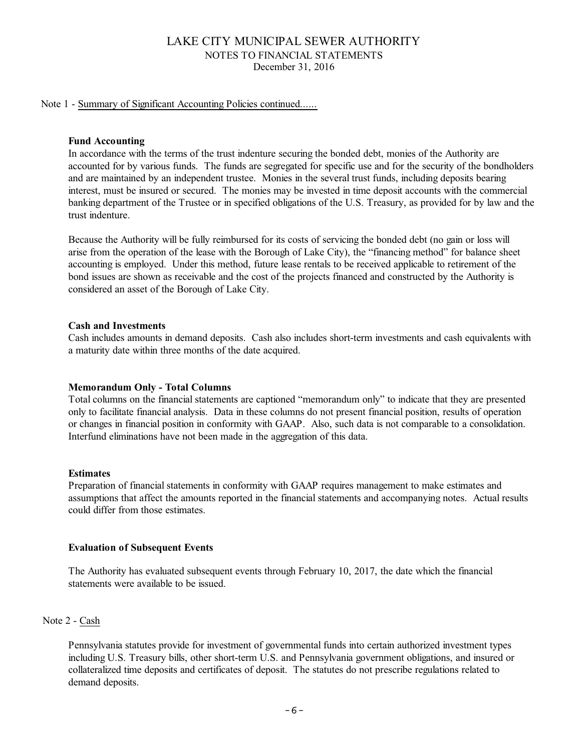# LAKE CITY MUNICIPAL SEWER AUTHORITY
## NOTES TO FINANCIAL STATEMENTS
December 31, 2016

Note 1 - Summary of Significant Accounting Policies continued......

**Fund Accounting**

In accordance with the terms of the trust indenture securing the bonded debt, monies of the Authority are accounted for by various funds. The funds are segregated for specific use and for the security of the bondholders and are maintained by an independent trustee. Monies in the several trust funds, including deposits bearing interest, must be insured or secured. The monies may be invested in time deposit accounts with the commercial banking department of the Trustee or in specified obligations of the U.S. Treasury, as provided for by law and the trust indenture.

Because the Authority will be fully reimbursed for its costs of servicing the bonded debt (no gain or loss will arise from the operation of the lease with the Borough of Lake City), the "financing method" for balance sheet accounting is employed. Under this method, future lease rentals to be received applicable to retirement of the bond issues are shown as receivable and the cost of the projects financed and constructed by the Authority is considered an asset of the Borough of Lake City.

**Cash and Investments**

Cash includes amounts in demand deposits. Cash also includes short-term investments and cash equivalents with a maturity date within three months of the date acquired.

**Memorandum Only - Total Columns**

Total columns on the financial statements are captioned "memorandum only" to indicate that they are presented only to facilitate financial analysis. Data in these columns do not present financial position, results of operation or changes in financial position in conformity with GAAP. Also, such data is not comparable to a consolidation. Interfund eliminations have not been made in the aggregation of this data.

**Estimates**

Preparation of financial statements in conformity with GAAP requires management to make estimates and assumptions that affect the amounts reported in the financial statements and accompanying notes. Actual results could differ from those estimates.

**Evaluation of Subsequent Events**

The Authority has evaluated subsequent events through February 10, 2017, the date which the financial statements were available to be issued.

Note 2 - Cash

Pennsylvania statutes provide for investment of governmental funds into certain authorized investment types including U.S. Treasury bills, other short-term U.S. and Pennsylvania government obligations, and insured or collateralized time deposits and certificates of deposit. The statutes do not prescribe regulations related to demand deposits.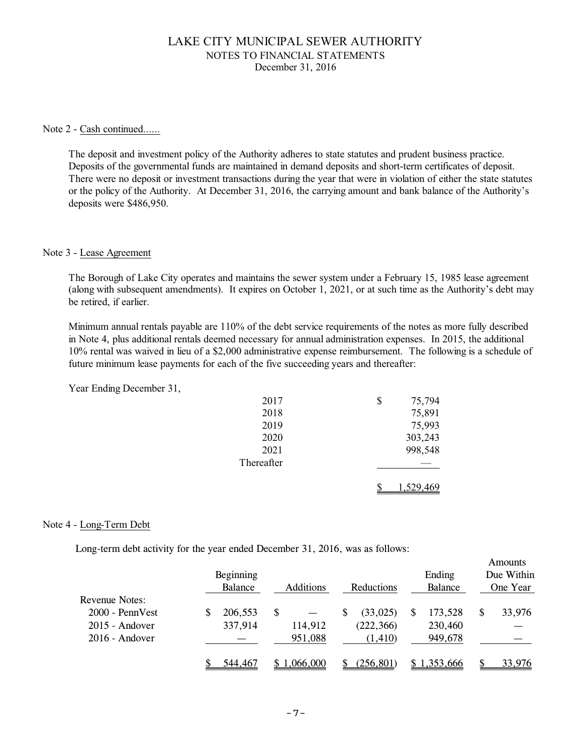LAKE CITY MUNICIPAL SEWER AUTHORITY
NOTES TO FINANCIAL STATEMENTS
December 31, 2016

Note 2 - Cash continued......

The deposit and investment policy of the Authority adheres to state statutes and prudent business practice. Deposits of the governmental funds are maintained in demand deposits and short-term certificates of deposit. There were no deposit or investment transactions during the year that were in violation of either the state statutes or the policy of the Authority. At December 31, 2016, the carrying amount and bank balance of the Authority's deposits were $486,950.

Note 3 - Lease Agreement

The Borough of Lake City operates and maintains the sewer system under a February 15, 1985 lease agreement (along with subsequent amendments). It expires on October 1, 2021, or at such time as the Authority's debt may be retired, if earlier.

Minimum annual rentals payable are 110% of the debt service requirements of the notes as more fully described in Note 4, plus additional rentals deemed necessary for annual administration expenses. In 2015, the additional 10% rental was waived in lieu of a $2,000 administrative expense reimbursement. The following is a schedule of future minimum lease payments for each of the five succeeding years and thereafter:

| Year Ending December 31, | |
|---|---|
| 2017 | $ 75,794 |
| 2018 | 75,891 |
| 2019 | 75,993 |
| 2020 | 303,243 |
| 2021 | 998,548 |
| Thereafter | — |
| | $ 1,529,469 |

Note 4 - Long-Term Debt

Long-term debt activity for the year ended December 31, 2016, was as follows:

| | Beginning Balance | Additions | Reductions | Ending Balance | Amounts Due Within One Year |
|---|---|---|---|---|---|
| Revenue Notes: | | | | | |
| 2000 - PennVest | $ 206,553 | $ — | $ (33,025) | $ 173,528 | $ 33,976 |
| 2015 - Andover | 337,914 | 114,912 | (222,366) | 230,460 | — |
| 2016 - Andover | — | 951,088 | (1,410) | 949,678 | — |
| | $ 544,467 | $ 1,066,000 | $ (256,801) | $ 1,353,666 | $ 33,976 |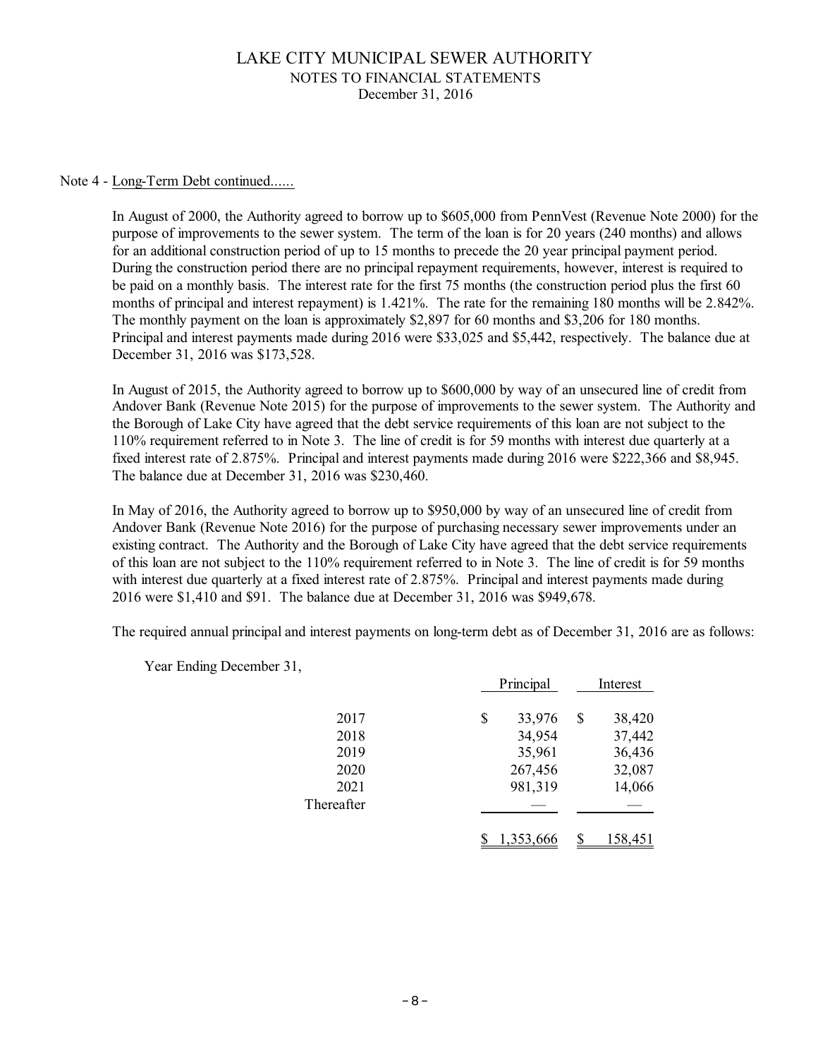Note 4 - Long-Term Debt continued......

In August of 2000, the Authority agreed to borrow up to $605,000 from PennVest (Revenue Note 2000) for the purpose of improvements to the sewer system. The term of the loan is for 20 years (240 months) and allows for an additional construction period of up to 15 months to precede the 20 year principal payment period. During the construction period there are no principal repayment requirements, however, interest is required to be paid on a monthly basis. The interest rate for the first 75 months (the construction period plus the first 60 months of principal and interest repayment) is 1.421%. The rate for the remaining 180 months will be 2.842%. The monthly payment on the loan is approximately $2,897 for 60 months and $3,206 for 180 months. Principal and interest payments made during 2016 were $33,025 and $5,442, respectively. The balance due at December 31, 2016 was $173,528.

In August of 2015, the Authority agreed to borrow up to $600,000 by way of an unsecured line of credit from Andover Bank (Revenue Note 2015) for the purpose of improvements to the sewer system. The Authority and the Borough of Lake City have agreed that the debt service requirements of this loan are not subject to the 110% requirement referred to in Note 3. The line of credit is for 59 months with interest due quarterly at a fixed interest rate of 2.875%. Principal and interest payments made during 2016 were $222,366 and $8,945. The balance due at December 31, 2016 was $230,460.

In May of 2016, the Authority agreed to borrow up to $950,000 by way of an unsecured line of credit from Andover Bank (Revenue Note 2016) for the purpose of purchasing necessary sewer improvements under an existing contract. The Authority and the Borough of Lake City have agreed that the debt service requirements of this loan are not subject to the 110% requirement referred to in Note 3. The line of credit is for 59 months with interest due quarterly at a fixed interest rate of 2.875%. Principal and interest payments made during 2016 were $1,410 and $91. The balance due at December 31, 2016 was $949,678.

The required annual principal and interest payments on long-term debt as of December 31, 2016 are as follows:

| Year Ending December 31, | Principal | Interest |
|---|---|---|
| 2017 | $ 33,976 | $ 38,420 |
| 2018 | 34,954 | 37,442 |
| 2019 | 35,961 | 36,436 |
| 2020 | 267,456 | 32,087 |
| 2021 | 981,319 | 14,066 |
| Thereafter | — | — |
| | $ 1,353,666 | $ 158,451 |